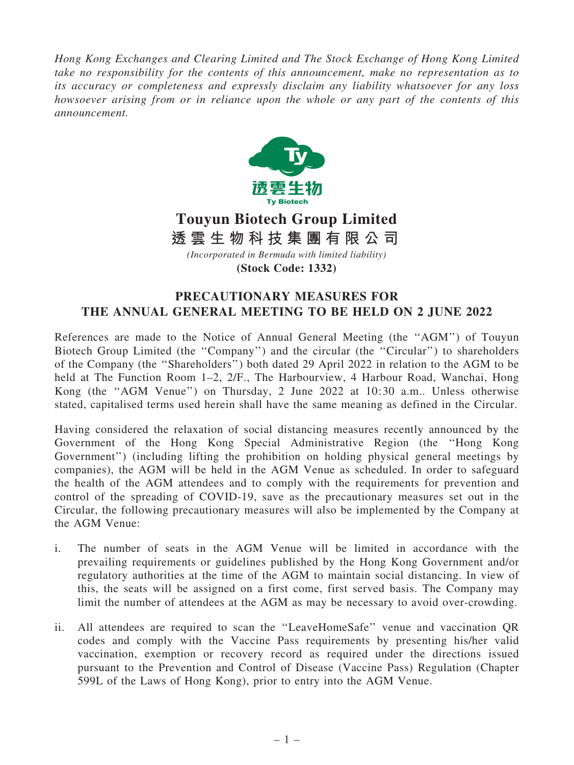*Hong Kong Exchanges and Clearing Limited and The Stock Exchange of Hong Kong Limited take no responsibility for the contents of this announcement, make no representation as to its accuracy or completeness and expressly disclaim any liability whatsoever for any loss howsoever arising from or in reliance upon the whole or any part of the contents of this announcement.*

透雲生物
Ty Biotech

# Touyun Biotech Group Limited
# 透雲生物科技集團有限公司

*(Incorporated in Bermuda with limited liability)*

**(Stock Code: 1332)**

## PRECAUTIONARY MEASURES FOR THE ANNUAL GENERAL MEETING TO BE HELD ON 2 JUNE 2022

References are made to the Notice of Annual General Meeting (the "AGM") of Touyun Biotech Group Limited (the "Company") and the circular (the "Circular") to shareholders of the Company (the "Shareholders") both dated 29 April 2022 in relation to the AGM to be held at The Function Room 1–2, 2/F., The Harbourview, 4 Harbour Road, Wanchai, Hong Kong (the "AGM Venue") on Thursday, 2 June 2022 at 10:30 a.m.. Unless otherwise stated, capitalised terms used herein shall have the same meaning as defined in the Circular.

Having considered the relaxation of social distancing measures recently announced by the Government of the Hong Kong Special Administrative Region (the "Hong Kong Government") (including lifting the prohibition on holding physical general meetings by companies), the AGM will be held in the AGM Venue as scheduled. In order to safeguard the health of the AGM attendees and to comply with the requirements for prevention and control of the spreading of COVID-19, save as the precautionary measures set out in the Circular, the following precautionary measures will also be implemented by the Company at the AGM Venue:

i. The number of seats in the AGM Venue will be limited in accordance with the prevailing requirements or guidelines published by the Hong Kong Government and/or regulatory authorities at the time of the AGM to maintain social distancing. In view of this, the seats will be assigned on a first come, first served basis. The Company may limit the number of attendees at the AGM as may be necessary to avoid over-crowding.

ii. All attendees are required to scan the "LeaveHomeSafe" venue and vaccination QR codes and comply with the Vaccine Pass requirements by presenting his/her valid vaccination, exemption or recovery record as required under the directions issued pursuant to the Prevention and Control of Disease (Vaccine Pass) Regulation (Chapter 599L of the Laws of Hong Kong), prior to entry into the AGM Venue.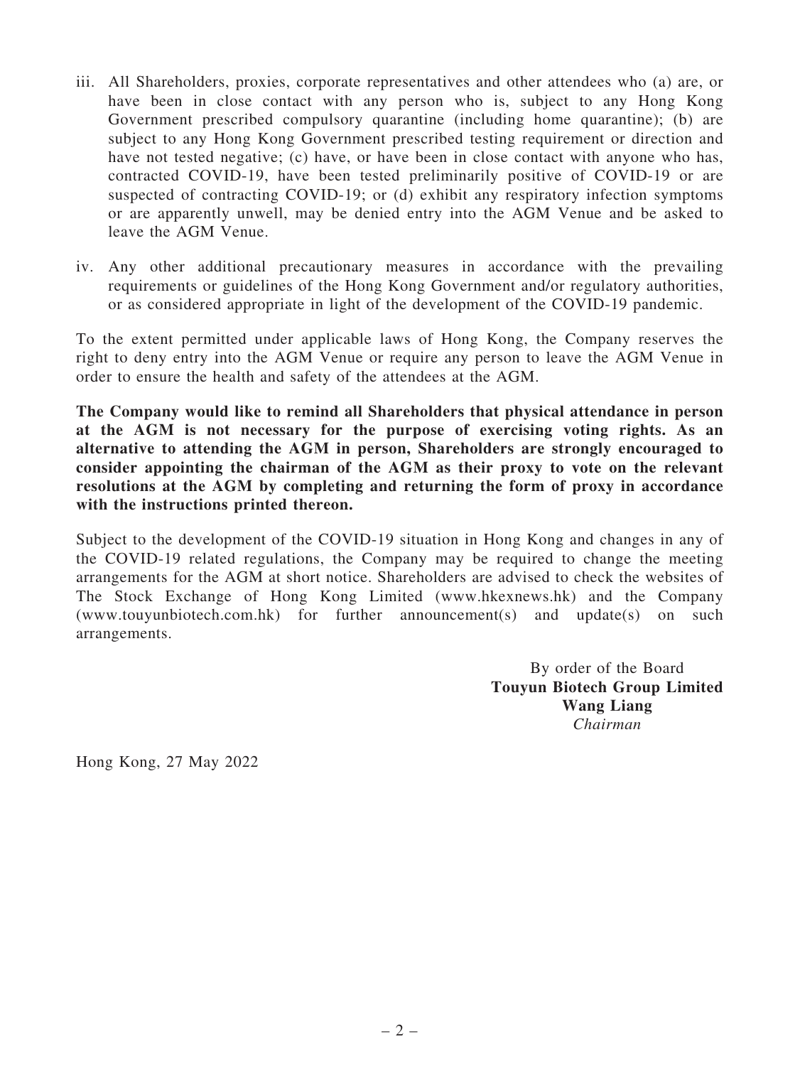iii. All Shareholders, proxies, corporate representatives and other attendees who (a) are, or have been in close contact with any person who is, subject to any Hong Kong Government prescribed compulsory quarantine (including home quarantine); (b) are subject to any Hong Kong Government prescribed testing requirement or direction and have not tested negative; (c) have, or have been in close contact with anyone who has, contracted COVID-19, have been tested preliminarily positive of COVID-19 or are suspected of contracting COVID-19; or (d) exhibit any respiratory infection symptoms or are apparently unwell, may be denied entry into the AGM Venue and be asked to leave the AGM Venue.

iv. Any other additional precautionary measures in accordance with the prevailing requirements or guidelines of the Hong Kong Government and/or regulatory authorities, or as considered appropriate in light of the development of the COVID-19 pandemic.

To the extent permitted under applicable laws of Hong Kong, the Company reserves the right to deny entry into the AGM Venue or require any person to leave the AGM Venue in order to ensure the health and safety of the attendees at the AGM.

**The Company would like to remind all Shareholders that physical attendance in person at the AGM is not necessary for the purpose of exercising voting rights. As an alternative to attending the AGM in person, Shareholders are strongly encouraged to consider appointing the chairman of the AGM as their proxy to vote on the relevant resolutions at the AGM by completing and returning the form of proxy in accordance with the instructions printed thereon.**

Subject to the development of the COVID-19 situation in Hong Kong and changes in any of the COVID-19 related regulations, the Company may be required to change the meeting arrangements for the AGM at short notice. Shareholders are advised to check the websites of The Stock Exchange of Hong Kong Limited (www.hkexnews.hk) and the Company (www.touyunbiotech.com.hk) for further announcement(s) and update(s) on such arrangements.

By order of the Board
**Touyun Biotech Group Limited**
**Wang Liang**
*Chairman*

Hong Kong, 27 May 2022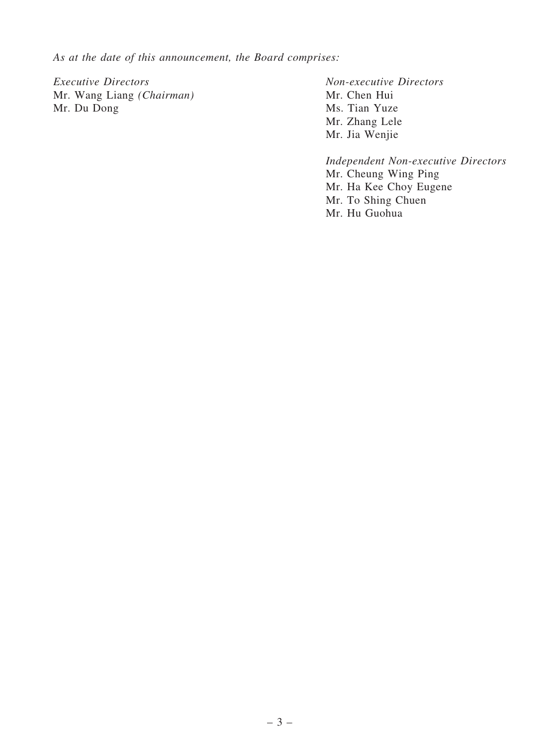*As at the date of this announcement, the Board comprises:*

*Executive Directors*
Mr. Wang Liang *(Chairman)*
Mr. Du Dong

*Non-executive Directors*
Mr. Chen Hui
Ms. Tian Yuze
Mr. Zhang Lele
Mr. Jia Wenjie

*Independent Non-executive Directors*
Mr. Cheung Wing Ping
Mr. Ha Kee Choy Eugene
Mr. To Shing Chuen
Mr. Hu Guohua